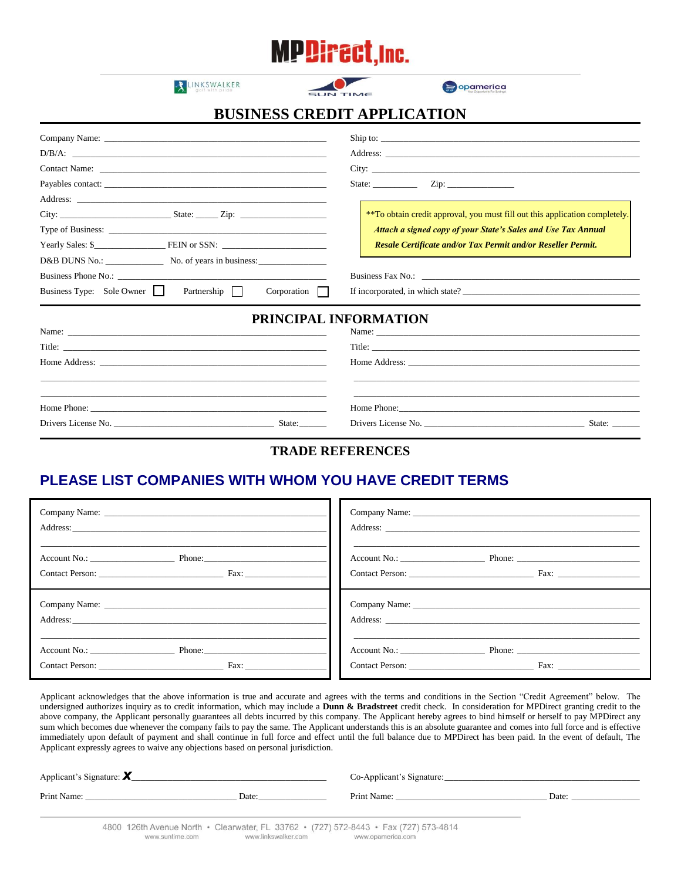# MPDirect, Inc.

LINKSWALKER golf with pride — SUN TIME — opamerica

## BUSINESS CREDIT APPLICATION

Company Name: ____________________

D/B/A: ____________________

Contact Name: ____________________

Payables contact: ____________________

Address: ____________________

City: __________ State: _____ Zip: __________

Type of Business: ____________________

Yearly Sales: $__________ FEIN or SSN: __________

D&B DUNS No.: __________ No. of years in business: __________

Business Phone No.: ____________________

Business Type: Sole Owner ☐ Partnership ☐ Corporation ☐

Ship to: ____________________

Address: ____________________

City: ____________________

State: __________ Zip: __________

> **To obtain credit approval, you must fill out this application completely.
> ***Attach a signed copy of your State's Sales and Use Tax Annual Resale Certificate and/or Tax Permit and/or Reseller Permit.***

Business Fax No.: ____________________

If incorporated, in which state? ____________________

## PRINCIPAL INFORMATION

Name: ____________________

Title: ____________________

Home Address: ____________________

____________________

Home Phone: ____________________

Drivers License No. ____________________ State: ______

Name: ____________________

Title: ____________________

Home Address: ____________________

____________________

Home Phone: ____________________

Drivers License No. ____________________ State: ______

## TRADE REFERENCES

## PLEASE LIST COMPANIES WITH WHOM YOU HAVE CREDIT TERMS

Company Name: ____________________

Address: ____________________

____________________

Account No.: __________ Phone: __________

Contact Person: __________ Fax: __________

Company Name: ____________________

Address: ____________________

____________________

Account No.: __________ Phone: __________

Contact Person: __________ Fax: __________

Company Name: ____________________

Address: ____________________

____________________

Account No.: __________ Phone: __________

Contact Person: __________ Fax: __________

Company Name: ____________________

Address: ____________________

____________________

Account No.: __________ Phone: __________

Contact Person: __________ Fax: __________

Applicant acknowledges that the above information is true and accurate and agrees with the terms and conditions in the Section "Credit Agreement" below. The undersigned authorizes inquiry as to credit information, which may include a **Dunn & Bradstreet** credit check. In consideration for MPDirect granting credit to the above company, the Applicant personally guarantees all debts incurred by this company. The Applicant hereby agrees to bind himself or herself to pay MPDirect any sum which becomes due whenever the company fails to pay the same. The Applicant understands this is an absolute guarantee and comes into full force and is effective immediately upon default of payment and shall continue in full force and effect until the full balance due to MPDirect has been paid. In the event of default, The Applicant expressly agrees to waive any objections based on personal jurisdiction.

Applicant's Signature: ***X***____________________

Print Name: ____________________ Date: __________

Co-Applicant's Signature: ____________________

Print Name: ____________________ Date: __________

4800 126th Avenue North • Clearwater, FL 33762 • (727) 572-8443 • Fax (727) 573-4814

www.suntime.com www.linkswalker.com www.opamerica.com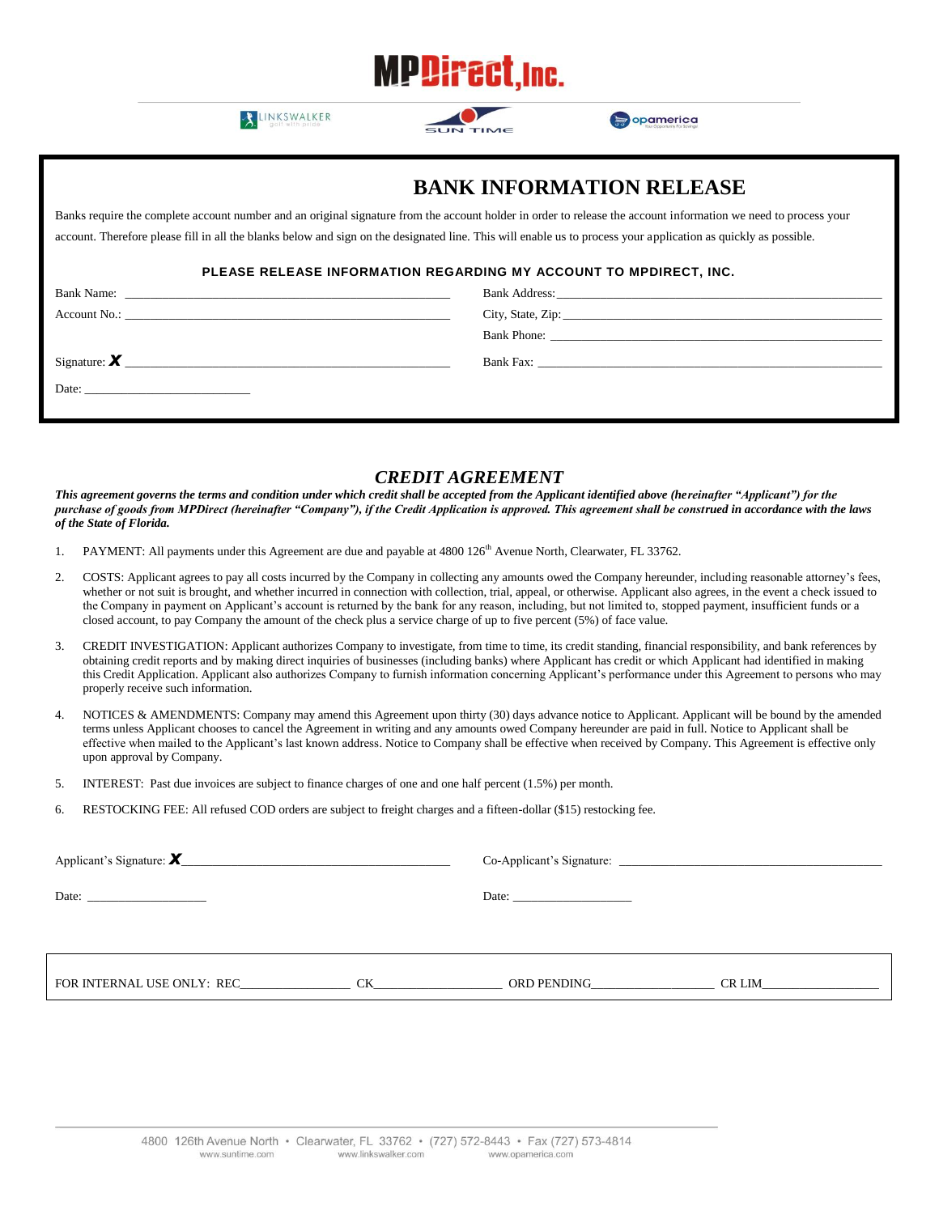# MPDirect, Inc.

LINKSWALKER golf with pride

SUN TIME

opamerica

## BANK INFORMATION RELEASE

Banks require the complete account number and an original signature from the account holder in order to release the account information we need to process your account. Therefore please fill in all the blanks below and sign on the designated line. This will enable us to process your application as quickly as possible.

**PLEASE RELEASE INFORMATION REGARDING MY ACCOUNT TO MPDIRECT, INC.**

Bank Name: ______________________________

Account No.: ______________________________

Signature: **X** ______________________________

Date: ______________________________

Bank Address: ______________________________

City, State, Zip: ______________________________

Bank Phone: ______________________________

Bank Fax: ______________________________

## *CREDIT AGREEMENT*

***This agreement governs the terms and condition under which credit shall be accepted from the Applicant identified above (hereinafter "Applicant") for the purchase of goods from MPDirect (hereinafter "Company"), if the Credit Application is approved. This agreement shall be construed in accordance with the laws of the State of Florida.***

1. PAYMENT: All payments under this Agreement are due and payable at 4800 126th Avenue North, Clearwater, FL 33762.
2. COSTS: Applicant agrees to pay all costs incurred by the Company in collecting any amounts owed the Company hereunder, including reasonable attorney's fees, whether or not suit is brought, and whether incurred in connection with collection, trial, appeal, or otherwise. Applicant also agrees, in the event a check issued to the Company in payment on Applicant's account is returned by the bank for any reason, including, but not limited to, stopped payment, insufficient funds or a closed account, to pay Company the amount of the check plus a service charge of up to five percent (5%) of face value.
3. CREDIT INVESTIGATION: Applicant authorizes Company to investigate, from time to time, its credit standing, financial responsibility, and bank references by obtaining credit reports and by making direct inquiries of businesses (including banks) where Applicant has credit or which Applicant had identified in making this Credit Application. Applicant also authorizes Company to furnish information concerning Applicant's performance under this Agreement to persons who may properly receive such information.
4. NOTICES & AMENDMENTS: Company may amend this Agreement upon thirty (30) days advance notice to Applicant. Applicant will be bound by the amended terms unless Applicant chooses to cancel the Agreement in writing and any amounts owed Company hereunder are paid in full. Notice to Applicant shall be effective when mailed to the Applicant's last known address. Notice to Company shall be effective when received by Company. This Agreement is effective only upon approval by Company.
5. INTEREST: Past due invoices are subject to finance charges of one and one half percent (1.5%) per month.
6. RESTOCKING FEE: All refused COD orders are subject to freight charges and a fifteen-dollar ($15) restocking fee.

Applicant's Signature: **X** ______________________________

Date: ____________________

Co-Applicant's Signature: ______________________________

Date: ____________________

FOR INTERNAL USE ONLY: REC__________________ CK____________________ ORD PENDING____________________ CR LIM____________________

4800 126th Avenue North • Clearwater, FL 33762 • (727) 572-8443 • Fax (727) 573-4814

www.suntime.com www.linkswalker.com www.opamerica.com